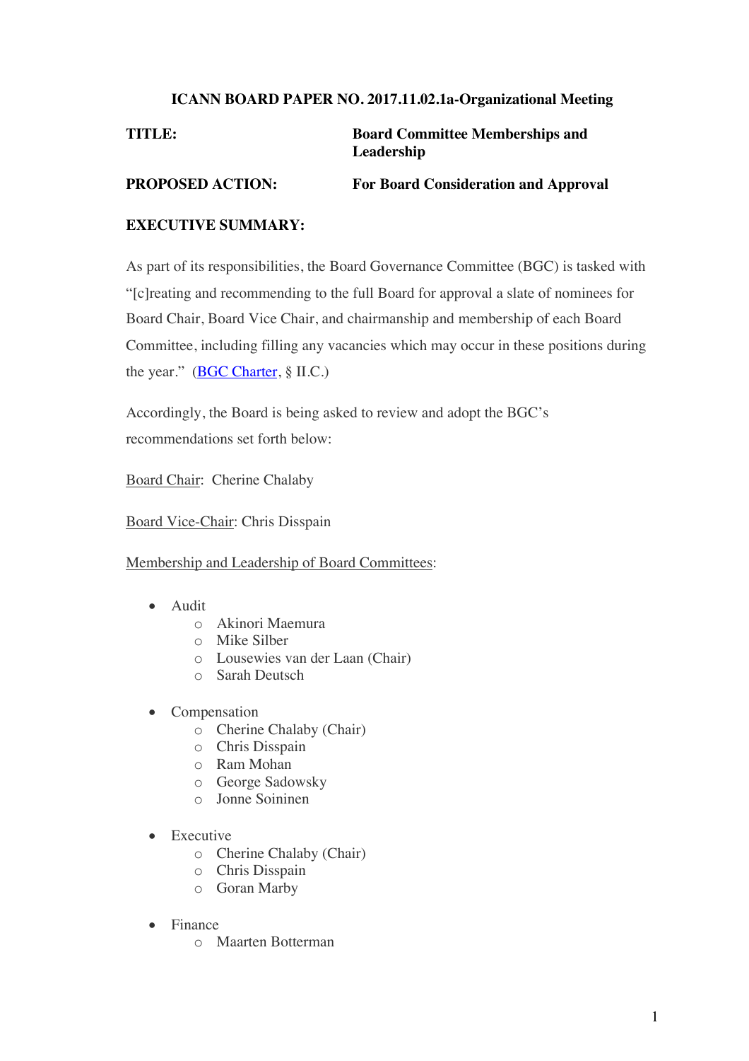**ICANN BOARD PAPER NO. 2017.11.02.1a-Organizational Meeting**

**TITLE:** **Board Committee Memberships and Leadership**

**PROPOSED ACTION:** **For Board Consideration and Approval**

**EXECUTIVE SUMMARY:**

As part of its responsibilities, the Board Governance Committee (BGC) is tasked with "[c]reating and recommending to the full Board for approval a slate of nominees for Board Chair, Board Vice Chair, and chairmanship and membership of each Board Committee, including filling any vacancies which may occur in these positions during the year." (BGC Charter, § II.C.)

Accordingly, the Board is being asked to review and adopt the BGC's recommendations set forth below:

Board Chair: Cherine Chalaby

Board Vice-Chair: Chris Disspain

Membership and Leadership of Board Committees:

- Audit
  - Akinori Maemura
  - Mike Silber
  - Lousewies van der Laan (Chair)
  - Sarah Deutsch
- Compensation
  - Cherine Chalaby (Chair)
  - Chris Disspain
  - Ram Mohan
  - George Sadowsky
  - Jonne Soininen
- Executive
  - Cherine Chalaby (Chair)
  - Chris Disspain
  - Goran Marby
- Finance
  - Maarten Botterman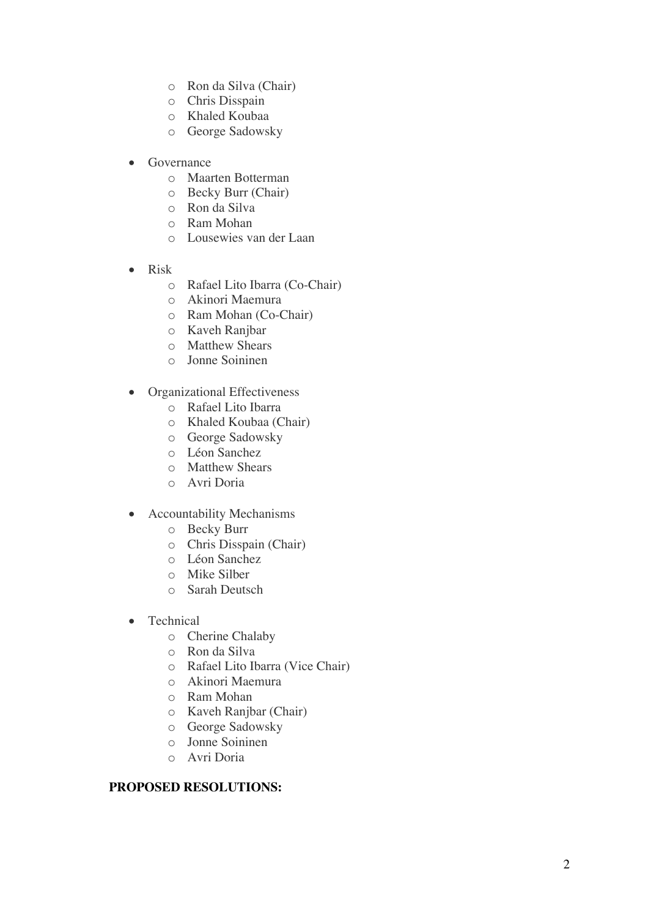- Ron da Silva (Chair)
  - Chris Disspain
  - Khaled Koubaa
  - George Sadowsky

- Governance
  - Maarten Botterman
  - Becky Burr (Chair)
  - Ron da Silva
  - Ram Mohan
  - Lousewies van der Laan

- Risk
  - Rafael Lito Ibarra (Co-Chair)
  - Akinori Maemura
  - Ram Mohan (Co-Chair)
  - Kaveh Ranjbar
  - Matthew Shears
  - Jonne Soininen

- Organizational Effectiveness
  - Rafael Lito Ibarra
  - Khaled Koubaa (Chair)
  - George Sadowsky
  - Léon Sanchez
  - Matthew Shears
  - Avri Doria

- Accountability Mechanisms
  - Becky Burr
  - Chris Disspain (Chair)
  - Léon Sanchez
  - Mike Silber
  - Sarah Deutsch

- Technical
  - Cherine Chalaby
  - Ron da Silva
  - Rafael Lito Ibarra (Vice Chair)
  - Akinori Maemura
  - Ram Mohan
  - Kaveh Ranjbar (Chair)
  - George Sadowsky
  - Jonne Soininen
  - Avri Doria

**PROPOSED RESOLUTIONS:**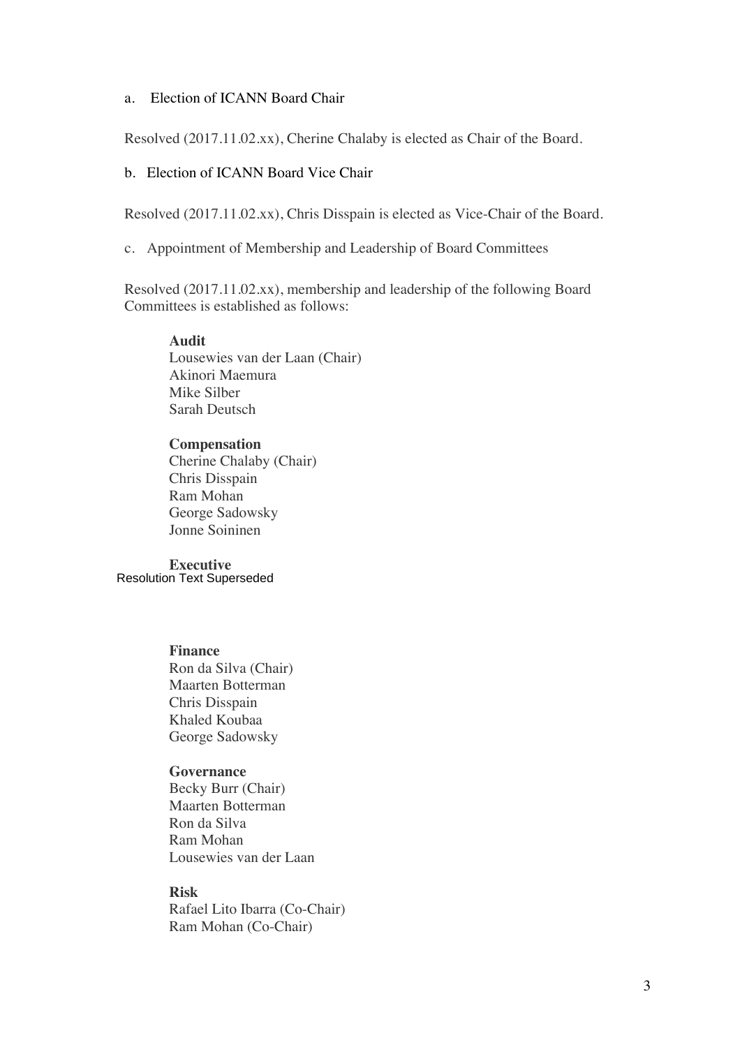a. Election of ICANN Board Chair

Resolved (2017.11.02.xx), Cherine Chalaby is elected as Chair of the Board.

b. Election of ICANN Board Vice Chair

Resolved (2017.11.02.xx), Chris Disspain is elected as Vice-Chair of the Board.

c. Appointment of Membership and Leadership of Board Committees

Resolved (2017.11.02.xx), membership and leadership of the following Board Committees is established as follows:

**Audit**
Lousewies van der Laan (Chair)
Akinori Maemura
Mike Silber
Sarah Deutsch

**Compensation**
Cherine Chalaby (Chair)
Chris Disspain
Ram Mohan
George Sadowsky
Jonne Soininen

**Executive**
Resolution Text Superseded

**Finance**
Ron da Silva (Chair)
Maarten Botterman
Chris Disspain
Khaled Koubaa
George Sadowsky

**Governance**
Becky Burr (Chair)
Maarten Botterman
Ron da Silva
Ram Mohan
Lousewies van der Laan

**Risk**
Rafael Lito Ibarra (Co-Chair)
Ram Mohan (Co-Chair)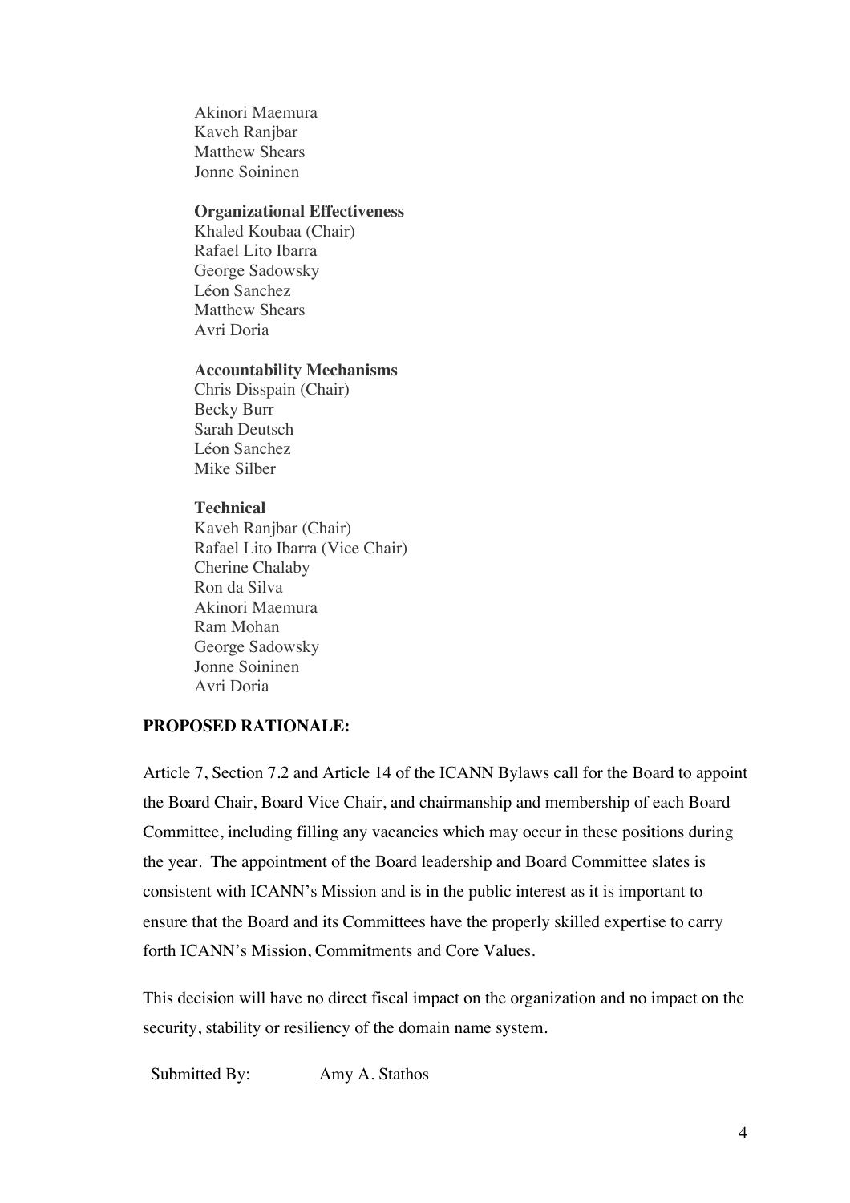Akinori Maemura
Kaveh Ranjbar
Matthew Shears
Jonne Soininen

**Organizational Effectiveness**
Khaled Koubaa (Chair)
Rafael Lito Ibarra
George Sadowsky
Léon Sanchez
Matthew Shears
Avri Doria

**Accountability Mechanisms**
Chris Disspain (Chair)
Becky Burr
Sarah Deutsch
Léon Sanchez
Mike Silber

**Technical**
Kaveh Ranjbar (Chair)
Rafael Lito Ibarra (Vice Chair)
Cherine Chalaby
Ron da Silva
Akinori Maemura
Ram Mohan
George Sadowsky
Jonne Soininen
Avri Doria

**PROPOSED RATIONALE:**

Article 7, Section 7.2 and Article 14 of the ICANN Bylaws call for the Board to appoint the Board Chair, Board Vice Chair, and chairmanship and membership of each Board Committee, including filling any vacancies which may occur in these positions during the year. The appointment of the Board leadership and Board Committee slates is consistent with ICANN's Mission and is in the public interest as it is important to ensure that the Board and its Committees have the properly skilled expertise to carry forth ICANN's Mission, Commitments and Core Values.

This decision will have no direct fiscal impact on the organization and no impact on the security, stability or resiliency of the domain name system.

Submitted By: Amy A. Stathos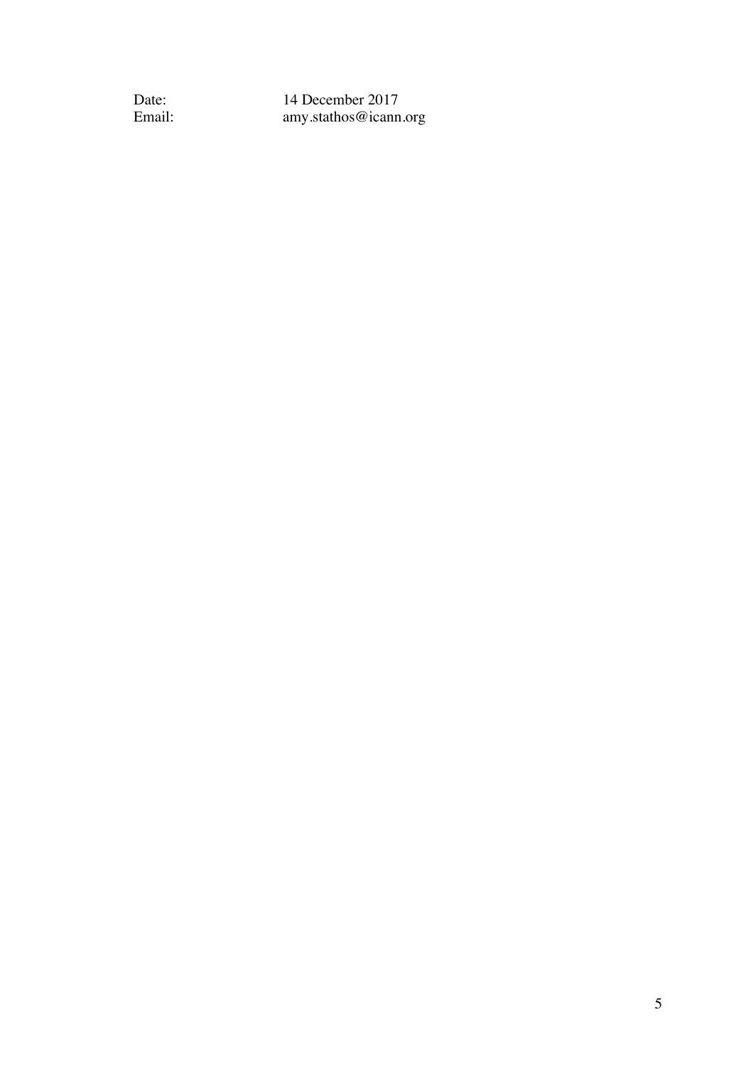| | |
|---|---|
| Date: | 14 December 2017 |
| Email: | amy.stathos@icann.org |